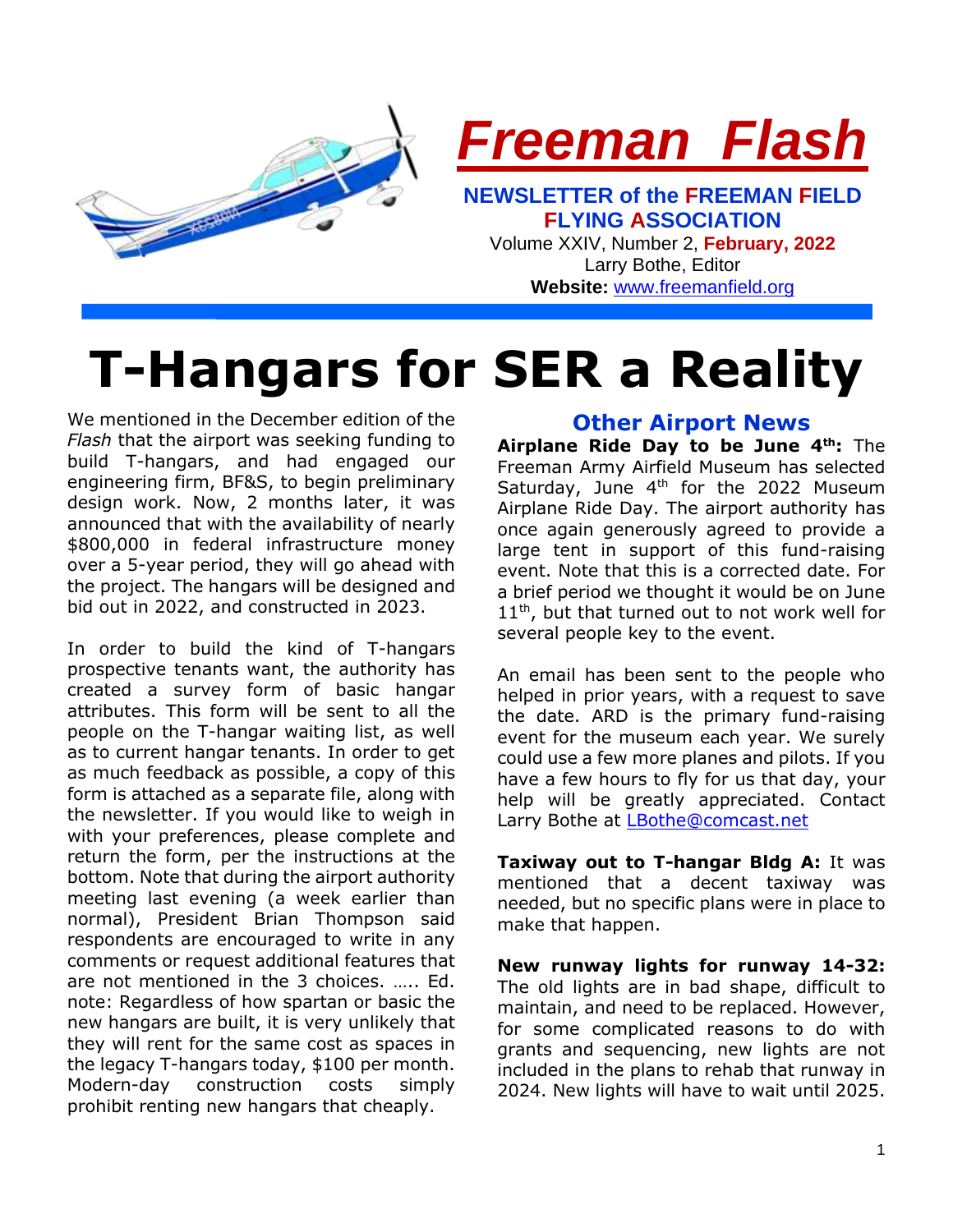# Freeman Flash

**NEWSLETTER of the FREEMAN FIELD FLYING ASSOCIATION**

Volume XXIV, Number 2, **February, 2022**

Larry Bothe, Editor

**Website:** www.freemanfield.org

# T-Hangars for SER a Reality

We mentioned in the December edition of the *Flash* that the airport was seeking funding to build T-hangars, and had engaged our engineering firm, BF&S, to begin preliminary design work. Now, 2 months later, it was announced that with the availability of nearly \$800,000 in federal infrastructure money over a 5-year period, they will go ahead with the project. The hangars will be designed and bid out in 2022, and constructed in 2023.

In order to build the kind of T-hangars prospective tenants want, the authority has created a survey form of basic hangar attributes. This form will be sent to all the people on the T-hangar waiting list, as well as to current hangar tenants. In order to get as much feedback as possible, a copy of this form is attached as a separate file, along with the newsletter. If you would like to weigh in with your preferences, please complete and return the form, per the instructions at the bottom. Note that during the airport authority meeting last evening (a week earlier than normal), President Brian Thompson said respondents are encouraged to write in any comments or request additional features that are not mentioned in the 3 choices. ….. Ed. note: Regardless of how spartan or basic the new hangars are built, it is very unlikely that they will rent for the same cost as spaces in the legacy T-hangars today, \$100 per month. Modern-day construction costs simply prohibit renting new hangars that cheaply.

## Other Airport News

**Airplane Ride Day to be June 4th:** The Freeman Army Airfield Museum has selected Saturday, June 4th for the 2022 Museum Airplane Ride Day. The airport authority has once again generously agreed to provide a large tent in support of this fund-raising event. Note that this is a corrected date. For a brief period we thought it would be on June 11th, but that turned out to not work well for several people key to the event.

An email has been sent to the people who helped in prior years, with a request to save the date. ARD is the primary fund-raising event for the museum each year. We surely could use a few more planes and pilots. If you have a few hours to fly for us that day, your help will be greatly appreciated. Contact Larry Bothe at LBothe@comcast.net

**Taxiway out to T-hangar Bldg A:** It was mentioned that a decent taxiway was needed, but no specific plans were in place to make that happen.

**New runway lights for runway 14-32:** The old lights are in bad shape, difficult to maintain, and need to be replaced. However, for some complicated reasons to do with grants and sequencing, new lights are not included in the plans to rehab that runway in 2024. New lights will have to wait until 2025.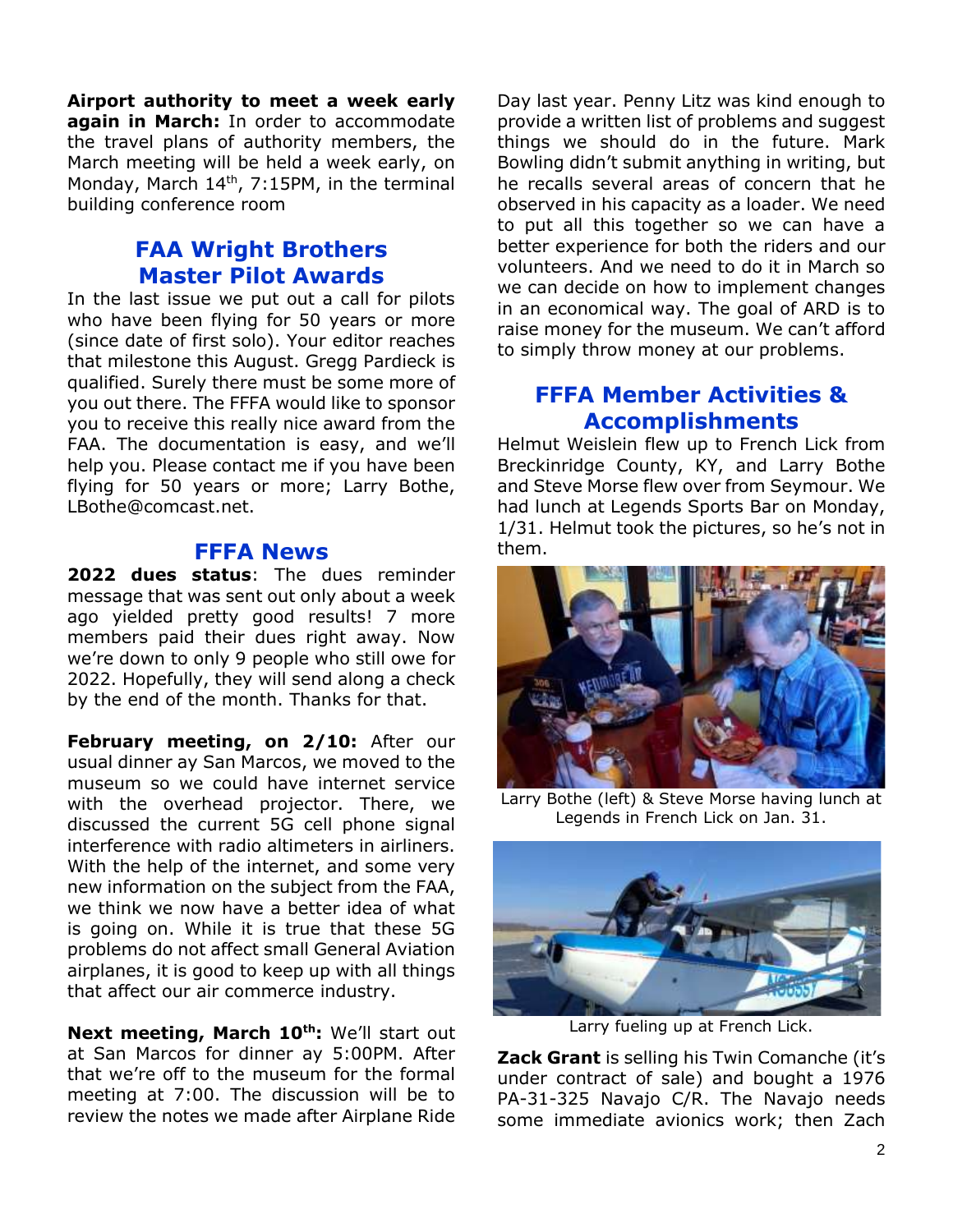**Airport authority to meet a week early again in March:** In order to accommodate the travel plans of authority members, the March meeting will be held a week early, on Monday, March 14th, 7:15PM, in the terminal building conference room

## FAA Wright Brothers Master Pilot Awards

In the last issue we put out a call for pilots who have been flying for 50 years or more (since date of first solo). Your editor reaches that milestone this August. Gregg Pardieck is qualified. Surely there must be some more of you out there. The FFFA would like to sponsor you to receive this really nice award from the FAA. The documentation is easy, and we'll help you. Please contact me if you have been flying for 50 years or more; Larry Bothe, LBothe@comcast.net.

## FFFA News

**2022 dues status**: The dues reminder message that was sent out only about a week ago yielded pretty good results! 7 more members paid their dues right away. Now we're down to only 9 people who still owe for 2022. Hopefully, they will send along a check by the end of the month. Thanks for that.

**February meeting, on 2/10:** After our usual dinner ay San Marcos, we moved to the museum so we could have internet service with the overhead projector. There, we discussed the current 5G cell phone signal interference with radio altimeters in airliners. With the help of the internet, and some very new information on the subject from the FAA, we think we now have a better idea of what is going on. While it is true that these 5G problems do not affect small General Aviation airplanes, it is good to keep up with all things that affect our air commerce industry.

**Next meeting, March 10th:** We'll start out at San Marcos for dinner ay 5:00PM. After that we're off to the museum for the formal meeting at 7:00. The discussion will be to review the notes we made after Airplane Ride Day last year. Penny Litz was kind enough to provide a written list of problems and suggest things we should do in the future. Mark Bowling didn't submit anything in writing, but he recalls several areas of concern that he observed in his capacity as a loader. We need to put all this together so we can have a better experience for both the riders and our volunteers. And we need to do it in March so we can decide on how to implement changes in an economical way. The goal of ARD is to raise money for the museum. We can't afford to simply throw money at our problems.

## FFFA Member Activities & Accomplishments

Helmut Weislein flew up to French Lick from Breckinridge County, KY, and Larry Bothe and Steve Morse flew over from Seymour. We had lunch at Legends Sports Bar on Monday, 1/31. Helmut took the pictures, so he's not in them.

Larry Bothe (left) & Steve Morse having lunch at Legends in French Lick on Jan. 31.

Larry fueling up at French Lick.

**Zack Grant** is selling his Twin Comanche (it's under contract of sale) and bought a 1976 PA-31-325 Navajo C/R. The Navajo needs some immediate avionics work; then Zach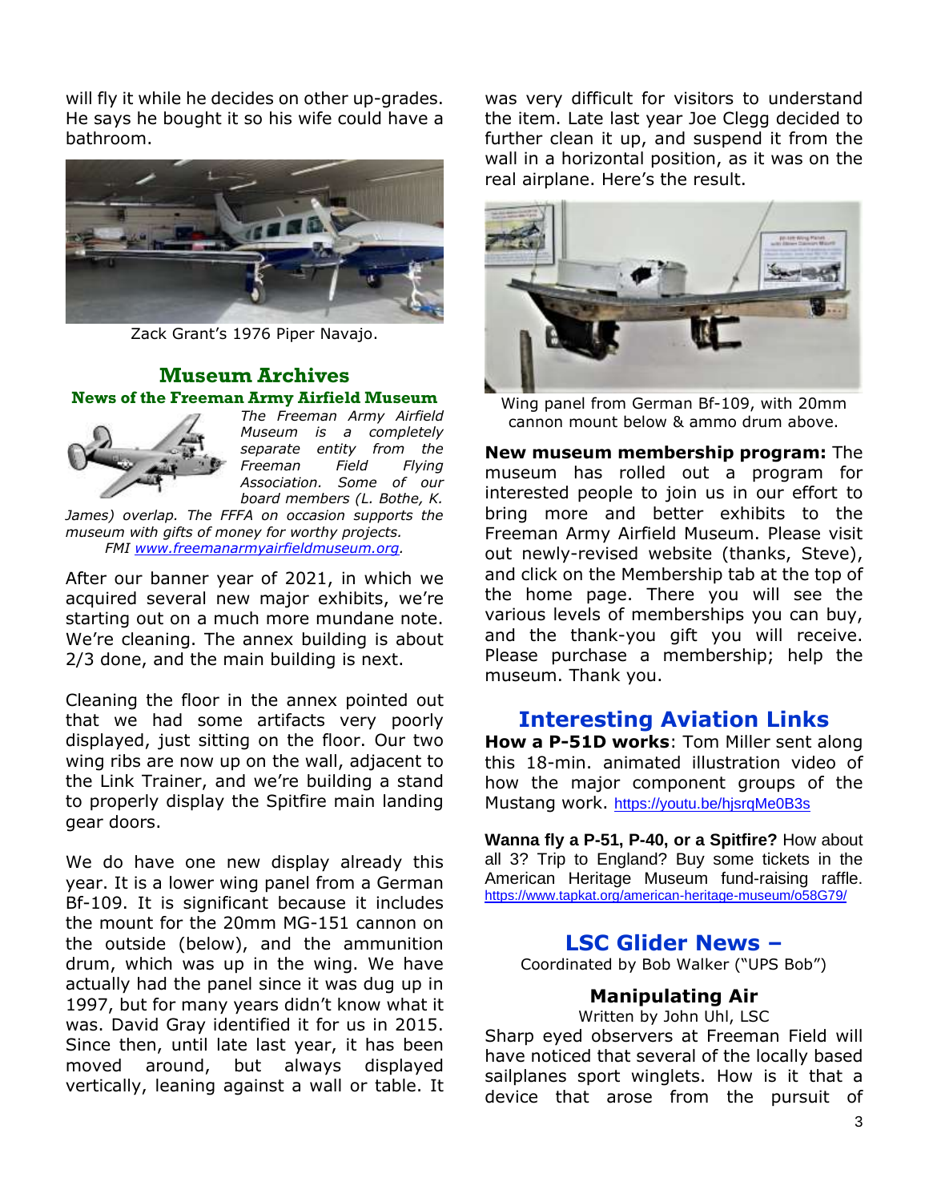will fly it while he decides on other up-grades. He says he bought it so his wife could have a bathroom.

Zack Grant's 1976 Piper Navajo.

## Museum Archives

### News of the Freeman Army Airfield Museum

*The Freeman Army Airfield Museum is a completely separate entity from the Freeman Field Flying Association. Some of our board members (L. Bothe, K. James) overlap. The FFFA on occasion supports the museum with gifts of money for worthy projects. FMI www.freemanarmyairfieldmuseum.org.*

After our banner year of 2021, in which we acquired several new major exhibits, we're starting out on a much more mundane note. We're cleaning. The annex building is about 2/3 done, and the main building is next.

Cleaning the floor in the annex pointed out that we had some artifacts very poorly displayed, just sitting on the floor. Our two wing ribs are now up on the wall, adjacent to the Link Trainer, and we're building a stand to properly display the Spitfire main landing gear doors.

We do have one new display already this year. It is a lower wing panel from a German Bf-109. It is significant because it includes the mount for the 20mm MG-151 cannon on the outside (below), and the ammunition drum, which was up in the wing. We have actually had the panel since it was dug up in 1997, but for many years didn't know what it was. David Gray identified it for us in 2015. Since then, until late last year, it has been moved around, but always displayed vertically, leaning against a wall or table. It was very difficult for visitors to understand the item. Late last year Joe Clegg decided to further clean it up, and suspend it from the wall in a horizontal position, as it was on the real airplane. Here's the result.

Wing panel from German Bf-109, with 20mm cannon mount below & ammo drum above.

**New museum membership program:** The museum has rolled out a program for interested people to join us in our effort to bring more and better exhibits to the Freeman Army Airfield Museum. Please visit out newly-revised website (thanks, Steve), and click on the Membership tab at the top of the home page. There you will see the various levels of memberships you can buy, and the thank-you gift you will receive. Please purchase a membership; help the museum. Thank you.

## Interesting Aviation Links

**How a P-51D works**: Tom Miller sent along this 18-min. animated illustration video of how the major component groups of the Mustang work. https://youtu.be/hjsrqMe0B3s

**Wanna fly a P-51, P-40, or a Spitfire?** How about all 3? Trip to England? Buy some tickets in the American Heritage Museum fund-raising raffle. https://www.tapkat.org/american-heritage-museum/o58G79/

## LSC Glider News –

Coordinated by Bob Walker ("UPS Bob")

### Manipulating Air

Written by John Uhl, LSC

Sharp eyed observers at Freeman Field will have noticed that several of the locally based sailplanes sport winglets. How is it that a device that arose from the pursuit of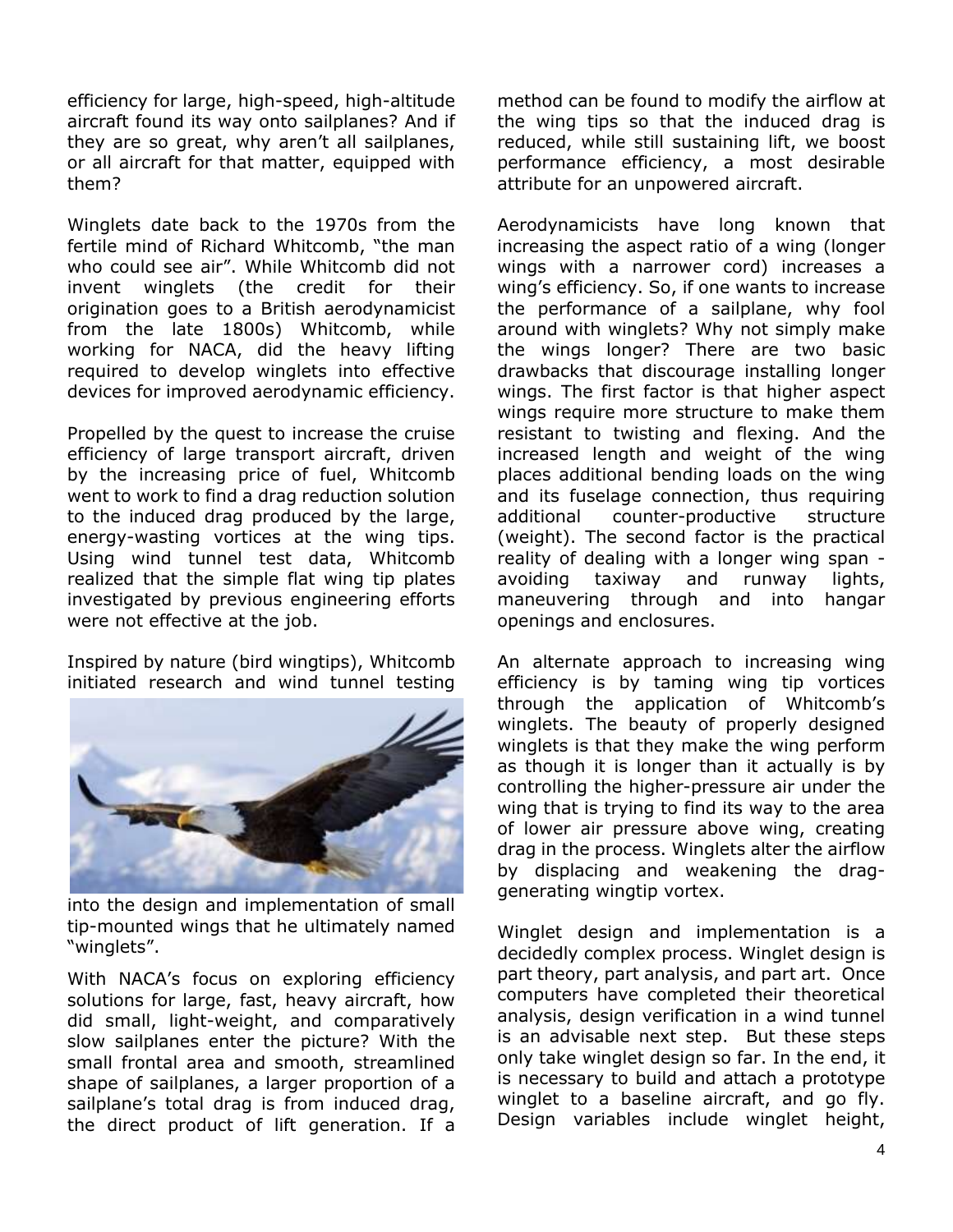efficiency for large, high-speed, high-altitude aircraft found its way onto sailplanes? And if they are so great, why aren't all sailplanes, or all aircraft for that matter, equipped with them?

Winglets date back to the 1970s from the fertile mind of Richard Whitcomb, "the man who could see air". While Whitcomb did not invent winglets (the credit for their origination goes to a British aerodynamicist from the late 1800s) Whitcomb, while working for NACA, did the heavy lifting required to develop winglets into effective devices for improved aerodynamic efficiency.

Propelled by the quest to increase the cruise efficiency of large transport aircraft, driven by the increasing price of fuel, Whitcomb went to work to find a drag reduction solution to the induced drag produced by the large, energy-wasting vortices at the wing tips. Using wind tunnel test data, Whitcomb realized that the simple flat wing tip plates investigated by previous engineering efforts were not effective at the job.

Inspired by nature (bird wingtips), Whitcomb initiated research and wind tunnel testing into the design and implementation of small tip-mounted wings that he ultimately named "winglets".

With NACA's focus on exploring efficiency solutions for large, fast, heavy aircraft, how did small, light-weight, and comparatively slow sailplanes enter the picture? With the small frontal area and smooth, streamlined shape of sailplanes, a larger proportion of a sailplane's total drag is from induced drag, the direct product of lift generation. If a method can be found to modify the airflow at the wing tips so that the induced drag is reduced, while still sustaining lift, we boost performance efficiency, a most desirable attribute for an unpowered aircraft.

Aerodynamicists have long known that increasing the aspect ratio of a wing (longer wings with a narrower cord) increases a wing's efficiency. So, if one wants to increase the performance of a sailplane, why fool around with winglets? Why not simply make the wings longer? There are two basic drawbacks that discourage installing longer wings. The first factor is that higher aspect wings require more structure to make them resistant to twisting and flexing. And the increased length and weight of the wing places additional bending loads on the wing and its fuselage connection, thus requiring additional counter-productive structure (weight). The second factor is the practical reality of dealing with a longer wing span - avoiding taxiway and runway lights, maneuvering through and into hangar openings and enclosures.

An alternate approach to increasing wing efficiency is by taming wing tip vortices through the application of Whitcomb's winglets. The beauty of properly designed winglets is that they make the wing perform as though it is longer than it actually is by controlling the higher-pressure air under the wing that is trying to find its way to the area of lower air pressure above wing, creating drag in the process. Winglets alter the airflow by displacing and weakening the drag-generating wingtip vortex.

Winglet design and implementation is a decidedly complex process. Winglet design is part theory, part analysis, and part art. Once computers have completed their theoretical analysis, design verification in a wind tunnel is an advisable next step. But these steps only take winglet design so far. In the end, it is necessary to build and attach a prototype winglet to a baseline aircraft, and go fly. Design variables include winglet height,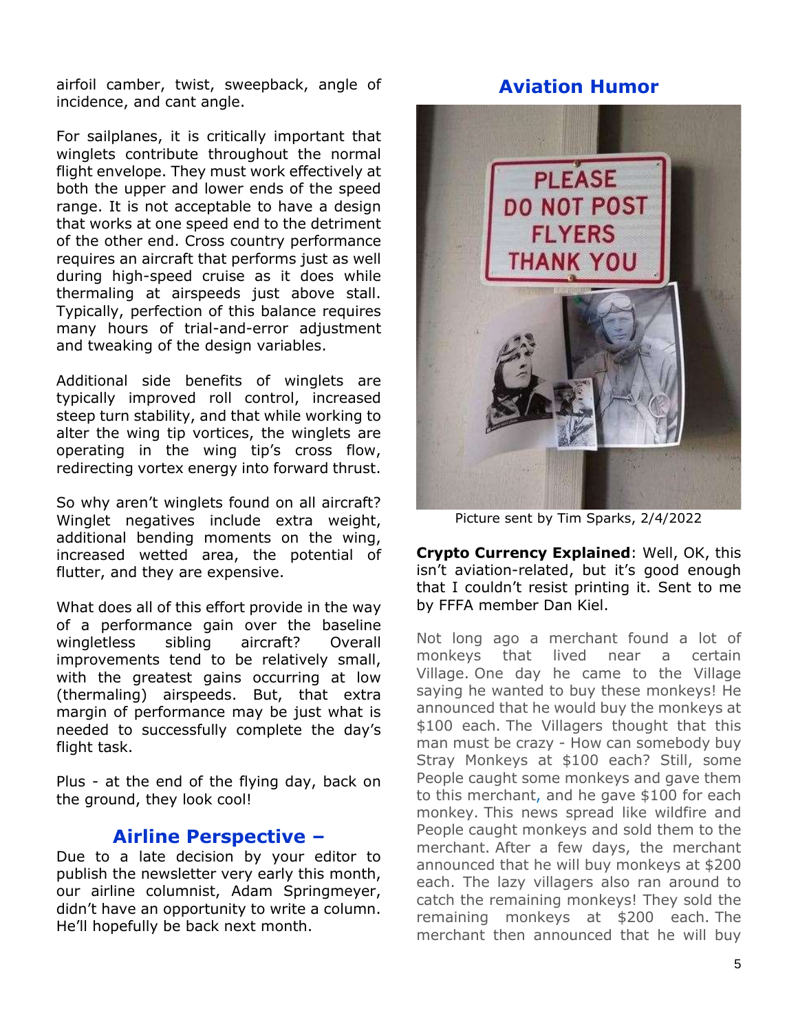airfoil camber, twist, sweepback, angle of incidence, and cant angle.

For sailplanes, it is critically important that winglets contribute throughout the normal flight envelope. They must work effectively at both the upper and lower ends of the speed range. It is not acceptable to have a design that works at one speed end to the detriment of the other end. Cross country performance requires an aircraft that performs just as well during high-speed cruise as it does while thermaling at airspeeds just above stall. Typically, perfection of this balance requires many hours of trial-and-error adjustment and tweaking of the design variables.

Additional side benefits of winglets are typically improved roll control, increased steep turn stability, and that while working to alter the wing tip vortices, the winglets are operating in the wing tip's cross flow, redirecting vortex energy into forward thrust.

So why aren't winglets found on all aircraft? Winglet negatives include extra weight, additional bending moments on the wing, increased wetted area, the potential of flutter, and they are expensive.

What does all of this effort provide in the way of a performance gain over the baseline wingletless sibling aircraft? Overall improvements tend to be relatively small, with the greatest gains occurring at low (thermaling) airspeeds. But, that extra margin of performance may be just what is needed to successfully complete the day's flight task.

Plus - at the end of the flying day, back on the ground, they look cool!

## Airline Perspective –

Due to a late decision by your editor to publish the newsletter very early this month, our airline columnist, Adam Springmeyer, didn't have an opportunity to write a column. He'll hopefully be back next month.

## Aviation Humor

Picture sent by Tim Sparks, 2/4/2022

**Crypto Currency Explained**: Well, OK, this isn't aviation-related, but it's good enough that I couldn't resist printing it. Sent to me by FFFA member Dan Kiel.

Not long ago a merchant found a lot of monkeys that lived near a certain Village. One day he came to the Village saying he wanted to buy these monkeys! He announced that he would buy the monkeys at $100 each. The Villagers thought that this man must be crazy - How can somebody buy Stray Monkeys at $100 each? Still, some People caught some monkeys and gave them to this merchant, and he gave $100 for each monkey. This news spread like wildfire and People caught monkeys and sold them to the merchant. After a few days, the merchant announced that he will buy monkeys at $200 each. The lazy villagers also ran around to catch the remaining monkeys! They sold the remaining monkeys at $200 each. The merchant then announced that he will buy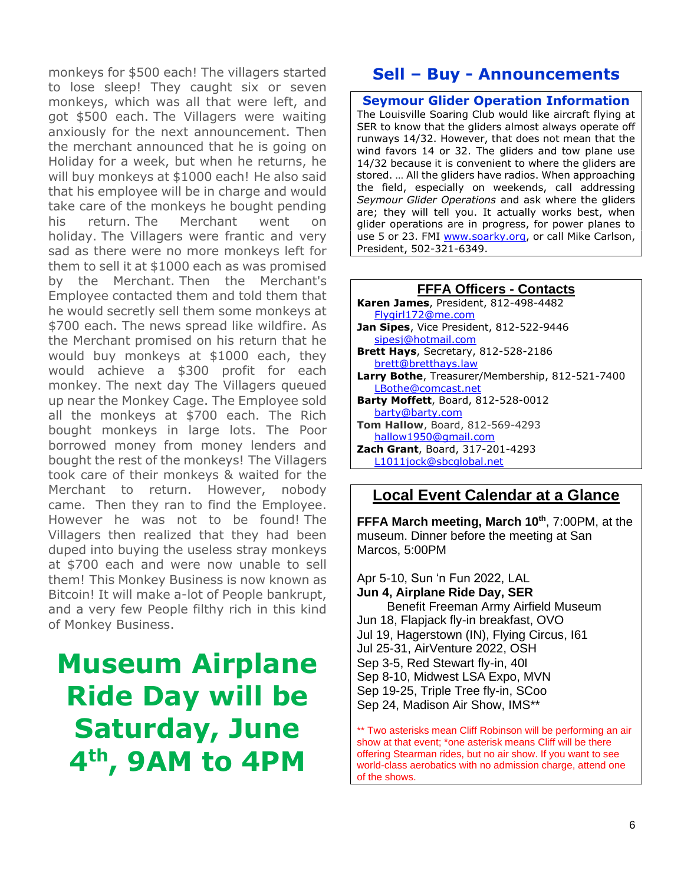monkeys for $500 each! The villagers started to lose sleep! They caught six or seven monkeys, which was all that were left, and got $500 each. The Villagers were waiting anxiously for the next announcement. Then the merchant announced that he is going on Holiday for a week, but when he returns, he will buy monkeys at $1000 each! He also said that his employee will be in charge and would take care of the monkeys he bought pending his return. The Merchant went on holiday. The Villagers were frantic and very sad as there were no more monkeys left for them to sell it at $1000 each as was promised by the Merchant. Then the Merchant's Employee contacted them and told them that he would secretly sell them some monkeys at $700 each. The news spread like wildfire. As the Merchant promised on his return that he would buy monkeys at $1000 each, they would achieve a $300 profit for each monkey. The next day The Villagers queued up near the Monkey Cage. The Employee sold all the monkeys at $700 each. The Rich bought monkeys in large lots. The Poor borrowed money from money lenders and bought the rest of the monkeys! The Villagers took care of their monkeys & waited for the Merchant to return. However, nobody came. Then they ran to find the Employee. However he was not to be found! The Villagers then realized that they had been duped into buying the useless stray monkeys at $700 each and were now unable to sell them! This Monkey Business is now known as Bitcoin! It will make a-lot of People bankrupt, and a very few People filthy rich in this kind of Monkey Business.

# Museum Airplane Ride Day will be Saturday, June 4th, 9AM to 4PM

# Sell – Buy - Announcements

## Seymour Glider Operation Information

The Louisville Soaring Club would like aircraft flying at SER to know that the gliders almost always operate off runways 14/32. However, that does not mean that the wind favors 14 or 32. The gliders and tow plane use 14/32 because it is convenient to where the gliders are stored. … All the gliders have radios. When approaching the field, especially on weekends, call addressing *Seymour Glider Operations* and ask where the gliders are; they will tell you. It actually works best, when glider operations are in progress, for power planes to use 5 or 23. FMI www.soarky.org, or call Mike Carlson, President, 502-321-6349.

## FFFA Officers - Contacts

**Karen James**, President, 812-498-4482
Flygirl172@me.com
**Jan Sipes**, Vice President, 812-522-9446
sipesj@hotmail.com
**Brett Hays**, Secretary, 812-528-2186
brett@bretthays.law
**Larry Bothe**, Treasurer/Membership, 812-521-7400
LBothe@comcast.net
**Barty Moffett**, Board, 812-528-0012
barty@barty.com
**Tom Hallow**, Board, 812-569-4293
hallow1950@gmail.com
**Zach Grant**, Board, 317-201-4293
L1011jock@sbcglobal.net

## Local Event Calendar at a Glance

**FFFA March meeting, March 10th**, 7:00PM, at the museum. Dinner before the meeting at San Marcos, 5:00PM

Apr 5-10, Sun 'n Fun 2022, LAL
**Jun 4, Airplane Ride Day, SER**
Benefit Freeman Army Airfield Museum
Jun 18, Flapjack fly-in breakfast, OVO
Jul 19, Hagerstown (IN), Flying Circus, I61
Jul 25-31, AirVenture 2022, OSH
Sep 3-5, Red Stewart fly-in, 40I
Sep 8-10, Midwest LSA Expo, MVN
Sep 19-25, Triple Tree fly-in, SCoo
Sep 24, Madison Air Show, IMS**

** Two asterisks mean Cliff Robinson will be performing an air show at that event; *one asterisk means Cliff will be there offering Stearman rides, but no air show. If you want to see world-class aerobatics with no admission charge, attend one of the shows.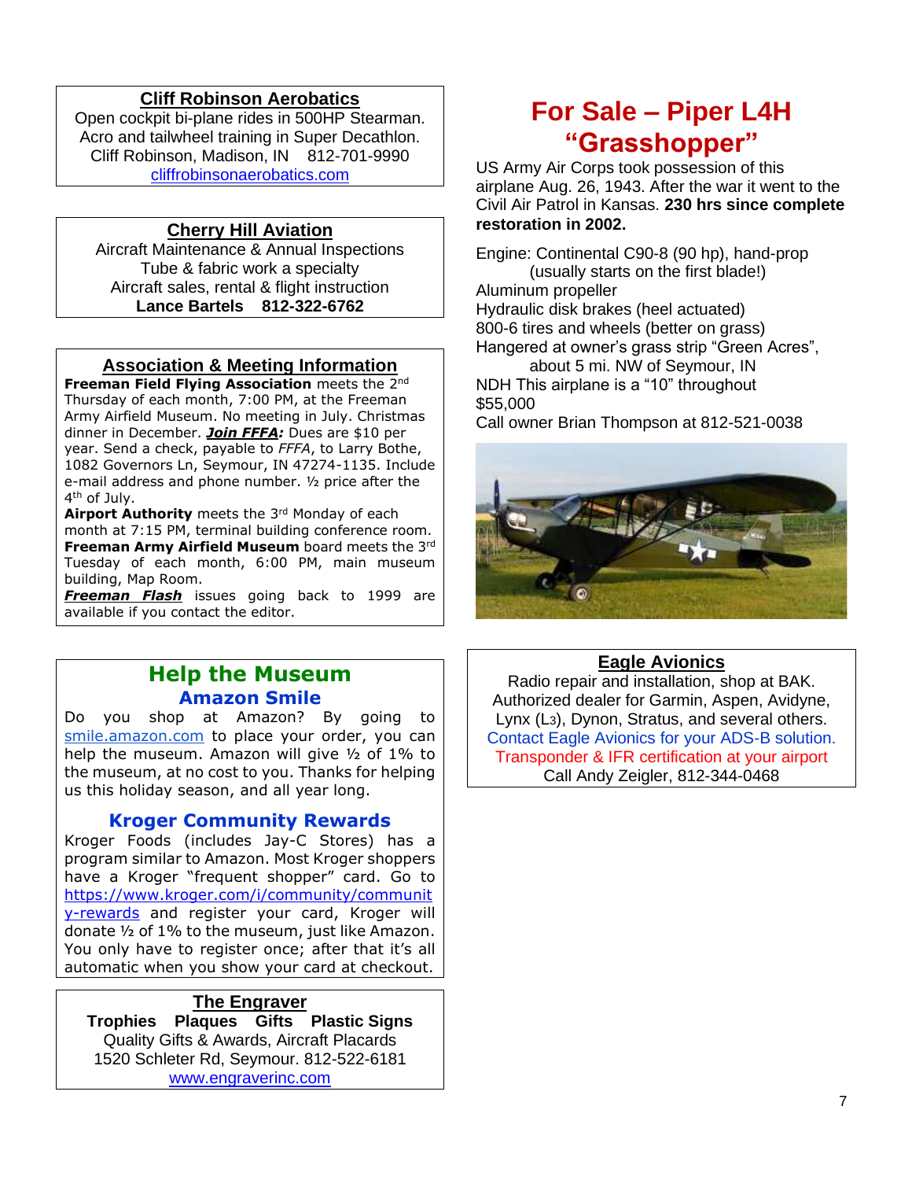### Cliff Robinson Aerobatics

Open cockpit bi-plane rides in 500HP Stearman.
Acro and tailwheel training in Super Decathlon.
Cliff Robinson, Madison, IN 812-701-9990
cliffrobinsonaerobatics.com

### Cherry Hill Aviation

Aircraft Maintenance & Annual Inspections
Tube & fabric work a specialty
Aircraft sales, rental & flight instruction
**Lance Bartels 812-322-6762**

### Association & Meeting Information

**Freeman Field Flying Association** meets the 2nd Thursday of each month, 7:00 PM, at the Freeman Army Airfield Museum. No meeting in July. Christmas dinner in December. ***Join FFFA:*** Dues are $10 per year. Send a check, payable to *FFFA*, to Larry Bothe, 1082 Governors Ln, Seymour, IN 47274-1135. Include e-mail address and phone number. ½ price after the 4th of July.

**Airport Authority** meets the 3rd Monday of each month at 7:15 PM, terminal building conference room.

**Freeman Army Airfield Museum** board meets the 3rd Tuesday of each month, 6:00 PM, main museum building, Map Room.

***Freeman Flash*** issues going back to 1999 are available if you contact the editor.

## Help the Museum

### Amazon Smile

Do you shop at Amazon? By going to smile.amazon.com to place your order, you can help the museum. Amazon will give ½ of 1% to the museum, at no cost to you. Thanks for helping us this holiday season, and all year long.

### Kroger Community Rewards

Kroger Foods (includes Jay-C Stores) has a program similar to Amazon. Most Kroger shoppers have a Kroger "frequent shopper" card. Go to https://www.kroger.com/i/community/community-rewards and register your card, Kroger will donate ½ of 1% to the museum, just like Amazon. You only have to register once; after that it's all automatic when you show your card at checkout.

### The Engraver

**Trophies Plaques Gifts Plastic Signs**
Quality Gifts & Awards, Aircraft Placards
1520 Schleter Rd, Seymour. 812-522-6181
www.engraverinc.com

## For Sale – Piper L4H "Grasshopper"

US Army Air Corps took possession of this airplane Aug. 26, 1943. After the war it went to the Civil Air Patrol in Kansas. **230 hrs since complete restoration in 2002.**

Engine: Continental C90-8 (90 hp), hand-prop
(usually starts on the first blade!)
Aluminum propeller
Hydraulic disk brakes (heel actuated)
800-6 tires and wheels (better on grass)
Hangered at owner's grass strip "Green Acres", about 5 mi. NW of Seymour, IN
NDH This airplane is a "10" throughout
$55,000
Call owner Brian Thompson at 812-521-0038

### Eagle Avionics

Radio repair and installation, shop at BAK.
Authorized dealer for Garmin, Aspen, Avidyne, Lynx (L3), Dynon, Stratus, and several others.
Contact Eagle Avionics for your ADS-B solution.
Transponder & IFR certification at your airport
Call Andy Zeigler, 812-344-0468